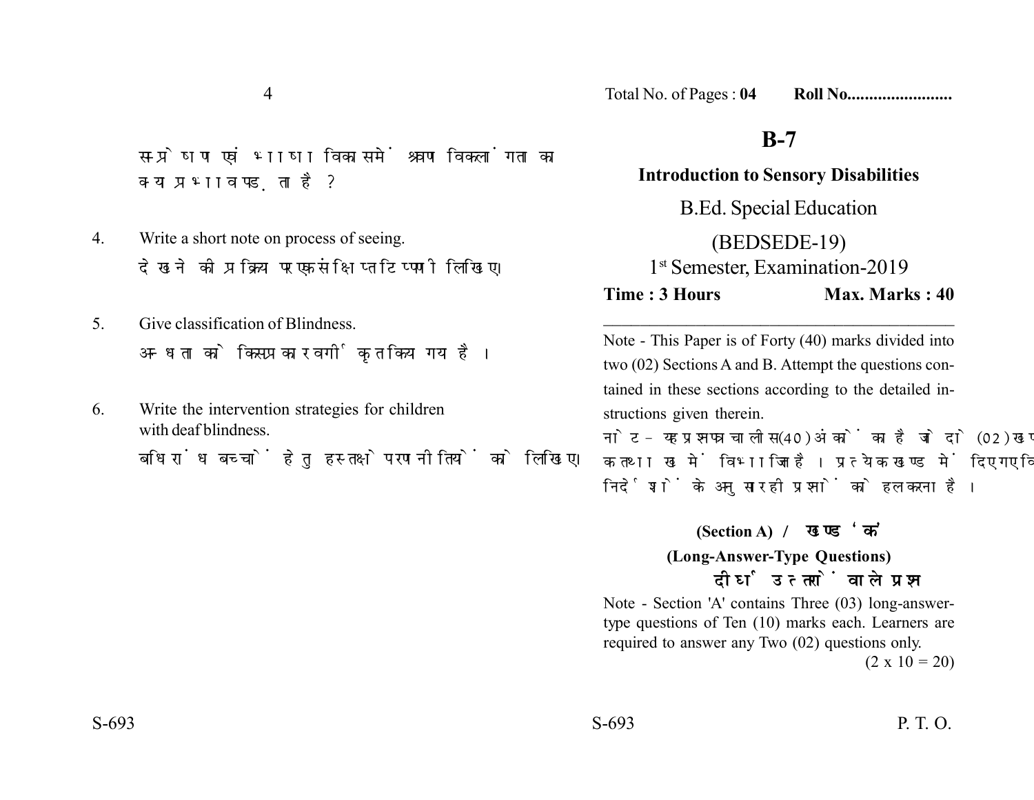सम्प्रेषण एवं भाषा विकास में श्रवण विकलांगता का क्या प्रभाव पड़ता है ?

4. Write a short note on process of seeing.

   देखने की प्रक्रिया पर एक संक्षिप्त टिप्पणी लिखिए।

5. Give classification of Blindness.

   अन्धता को किस प्रकार वर्गीकृत किया गया है।

6. Write the intervention strategies for children with deaf blindness.

   बधिरांध बच्चों हेतु हस्तक्षेप रणनीतियों को लिखिए।

---

Total No. of Pages : **04** **Roll No.......................**

# B-7

## Introduction to Sensory Disabilities

B.Ed. Special Education

(BEDSEDE-19)

1st Semester, Examination-2019

**Time : 3 Hours** **Max. Marks : 40**

Note - This Paper is of Forty (40) marks divided into two (02) Sections A and B. Attempt the questions contained in these sections according to the detailed instructions given therein.

नोट - यह प्रश्नपत्र चालीस (40) अंकों का है जो दो (02) खण्डों क तथा ख में विभाजित है। प्रत्येक खण्ड में दिए गए विस्तृत निर्देशों के अनुसार ही प्रश्नों को हल करना है।

### (Section A) / खण्ड 'क'

### (Long-Answer-Type Questions)

### दीर्घ उत्तरों वाले प्रश्न

Note - Section 'A' contains Three (03) long-answer-type questions of Ten (10) marks each. Learners are required to answer any Two (02) questions only.

(2 x 10 = 20)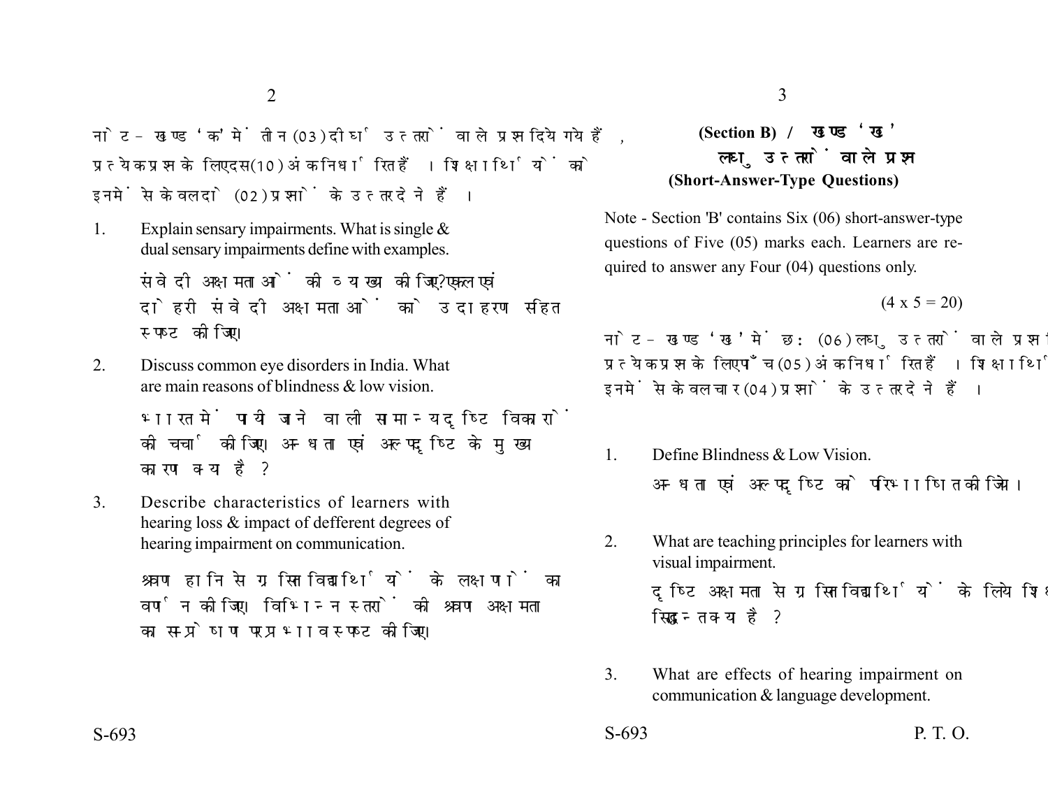नोट - खण्ड 'क' में तीन (03) दीर्घ उत्तरों वाले प्रश्न दिये गये हैं, प्रत्येक प्रश्न के लिए दस (10) अंक निर्धारित हैं। शिक्षार्थियों को इनमें से केवल दो (02) प्रश्नों के उत्तर देने हैं।

1. Explain sensary impairments. What is single & dual sensary impairments define with examples.

   संवेदी अक्षमताओं की व्याख्या कीजिए? एकल एवं दोहरी संवेदी अक्षमताओं को उदाहरण सहित स्पष्ट कीजिए।

2. Discuss common eye disorders in India. What are main reasons of blindness & low vision.

   भारत में पायी जाने वाली सामान्य दृष्टि विकारों की चर्चा कीजिए। अन्धता एवं अल्पदृष्टि के मुख्य कारण क्या है?

3. Describe characteristics of learners with hearing loss & impact of defferent degrees of hearing impairment on communication.

   श्रवण हानि से ग्रसित विद्यार्थियों के लक्षणों का वर्णन कीजिए। विभिन्न स्तरों की श्रवण अक्षमता का सम्प्रेषण पर प्रभाव स्पष्ट कीजिए।

## (Section B) / खण्ड 'ख'

### लघु उत्तरों वाले प्रश्न

### (Short-Answer-Type Questions)

Note - Section 'B' contains Six (06) short-answer-type questions of Five (05) marks each. Learners are required to answer any Four (04) questions only.

(4 x 5 = 20)

नोट - खण्ड 'ख' में छः (06) लघु उत्तरों वाले प्रश्न दिये गये हैं, प्रत्येक प्रश्न के लिए पाँच (05) अंक निर्धारित हैं। शिक्षार्थियों को इनमें से केवल चार (04) प्रश्नों के उत्तर देने हैं।

1. Define Blindness & Low Vision.

   अन्धता एवं अल्पदृष्टि को परिभाषित कीजिये।

2. What are teaching principles for learners with visual impairment.

   दृष्टि अक्षमता से ग्रसित विद्यार्थियों के लिये शिक्षण सिद्धान्त क्या है?

3. What are effects of hearing impairment on communication & language development.